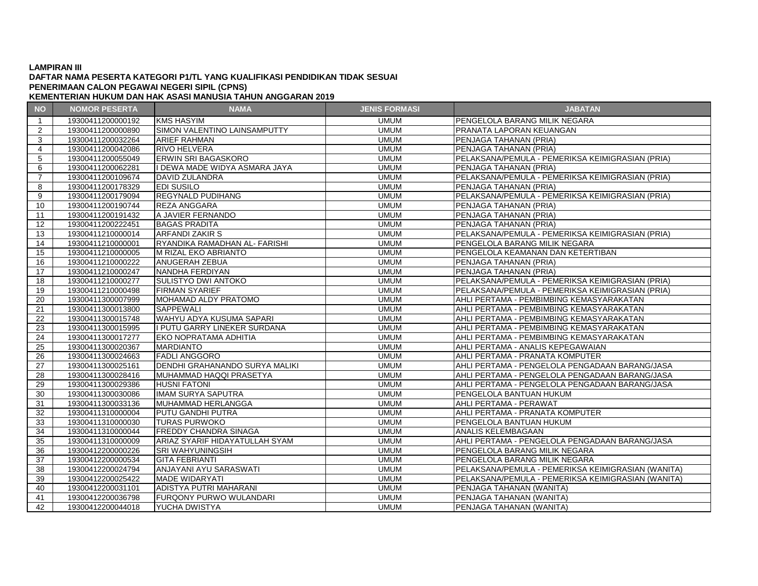**LAMPIRAN III**
**DAFTAR NAMA PESERTA KATEGORI P1/TL YANG KUALIFIKASI PENDIDIKAN TIDAK SESUAI**
**PENERIMAAN CALON PEGAWAI NEGERI SIPIL (CPNS)**
**KEMENTERIAN HUKUM DAN HAK ASASI MANUSIA TAHUN ANGGARAN 2019**

| NO | NOMOR PESERTA | NAMA | JENIS FORMASI | JABATAN |
|---|---|---|---|---|
| 1 | 19300411200000192 | KMS HASYIM | UMUM | PENGELOLA BARANG MILIK NEGARA |
| 2 | 19300411200000890 | SIMON VALENTINO LAINSAMPUTTY | UMUM | PRANATA LAPORAN KEUANGAN |
| 3 | 19300411200032264 | ARIEF RAHMAN | UMUM | PENJAGA TAHANAN (PRIA) |
| 4 | 19300411200042086 | RIVO HELVERA | UMUM | PENJAGA TAHANAN (PRIA) |
| 5 | 19300411200055049 | ERWIN SRI BAGASKORO | UMUM | PELAKSANA/PEMULA - PEMERIKSA KEIMIGRASIAN (PRIA) |
| 6 | 19300411200062281 | I DEWA MADE WIDYA ASMARA JAYA | UMUM | PENJAGA TAHANAN (PRIA) |
| 7 | 19300411200109674 | DAVID ZULANDRA | UMUM | PELAKSANA/PEMULA - PEMERIKSA KEIMIGRASIAN (PRIA) |
| 8 | 19300411200178329 | EDI SUSILO | UMUM | PENJAGA TAHANAN (PRIA) |
| 9 | 19300411200179094 | REGYNALD PUDIHANG | UMUM | PELAKSANA/PEMULA - PEMERIKSA KEIMIGRASIAN (PRIA) |
| 10 | 19300411200190744 | REZA ANGGARA | UMUM | PENJAGA TAHANAN (PRIA) |
| 11 | 19300411200191432 | A JAVIER FERNANDO | UMUM | PENJAGA TAHANAN (PRIA) |
| 12 | 19300411200222451 | BAGAS PRADITA | UMUM | PENJAGA TAHANAN (PRIA) |
| 13 | 19300411210000014 | ARFANDI ZAKIR S | UMUM | PELAKSANA/PEMULA - PEMERIKSA KEIMIGRASIAN (PRIA) |
| 14 | 19300411210000001 | RYANDIKA RAMADHAN AL- FARISHI | UMUM | PENGELOLA BARANG MILIK NEGARA |
| 15 | 19300411210000005 | M RIZAL EKO ABRIANTO | UMUM | PENGELOLA KEAMANAN DAN KETERTIBAN |
| 16 | 19300411210000222 | ANUGERAH ZEBUA | UMUM | PENJAGA TAHANAN (PRIA) |
| 17 | 19300411210000247 | NANDHA FERDIYAN | UMUM | PENJAGA TAHANAN (PRIA) |
| 18 | 19300411210000277 | SULISTYO DWI ANTOKO | UMUM | PELAKSANA/PEMULA - PEMERIKSA KEIMIGRASIAN (PRIA) |
| 19 | 19300411210000498 | FIRMAN SYARIEF | UMUM | PELAKSANA/PEMULA - PEMERIKSA KEIMIGRASIAN (PRIA) |
| 20 | 19300411300007999 | MOHAMAD ALDY PRATOMO | UMUM | AHLI PERTAMA - PEMBIMBING KEMASYARAKATAN |
| 21 | 19300411300013800 | SAPPEWALI | UMUM | AHLI PERTAMA - PEMBIMBING KEMASYARAKATAN |
| 22 | 19300411300015748 | WAHYU ADYA KUSUMA SAPARI | UMUM | AHLI PERTAMA - PEMBIMBING KEMASYARAKATAN |
| 23 | 19300411300015995 | I PUTU GARRY LINEKER SURDANA | UMUM | AHLI PERTAMA - PEMBIMBING KEMASYARAKATAN |
| 24 | 19300411300017277 | EKO NOPRATAMA ADHITIA | UMUM | AHLI PERTAMA - PEMBIMBING KEMASYARAKATAN |
| 25 | 19300411300020367 | MARDIANTO | UMUM | AHLI PERTAMA - ANALIS KEPEGAWAIAN |
| 26 | 19300411300024663 | FADLI ANGGORO | UMUM | AHLI PERTAMA - PRANATA KOMPUTER |
| 27 | 19300411300025161 | DENDHI GRAHANANDO SURYA MALIKI | UMUM | AHLI PERTAMA - PENGELOLA PENGADAAN BARANG/JASA |
| 28 | 19300411300028416 | MUHAMMAD HAQQI PRASETYA | UMUM | AHLI PERTAMA - PENGELOLA PENGADAAN BARANG/JASA |
| 29 | 19300411300029386 | HUSNI FATONI | UMUM | AHLI PERTAMA - PENGELOLA PENGADAAN BARANG/JASA |
| 30 | 19300411300030086 | IMAM SURYA SAPUTRA | UMUM | PENGELOLA BANTUAN HUKUM |
| 31 | 19300411300033136 | MUHAMMAD HERLANGGA | UMUM | AHLI PERTAMA - PERAWAT |
| 32 | 19300411310000004 | PUTU GANDHI PUTRA | UMUM | AHLI PERTAMA - PRANATA KOMPUTER |
| 33 | 19300411310000030 | TURAS PURWOKO | UMUM | PENGELOLA BANTUAN HUKUM |
| 34 | 19300411310000044 | FREDDY CHANDRA SINAGA | UMUM | ANALIS KELEMBAGAAN |
| 35 | 19300411310000009 | ARIAZ SYARIF HIDAYATULLAH SYAM | UMUM | AHLI PERTAMA - PENGELOLA PENGADAAN BARANG/JASA |
| 36 | 19300412200000226 | SRI WAHYUNINGSIH | UMUM | PENGELOLA BARANG MILIK NEGARA |
| 37 | 19300412200000534 | GITA FEBRIANTI | UMUM | PENGELOLA BARANG MILIK NEGARA |
| 38 | 19300412200024794 | ANJAYANI AYU SARASWATI | UMUM | PELAKSANA/PEMULA - PEMERIKSA KEIMIGRASIAN (WANITA) |
| 39 | 19300412200025422 | MADE WIDARYATI | UMUM | PELAKSANA/PEMULA - PEMERIKSA KEIMIGRASIAN (WANITA) |
| 40 | 19300412200031101 | ADISTYA PUTRI MAHARANI | UMUM | PENJAGA TAHANAN (WANITA) |
| 41 | 19300412200036798 | FURQONY PURWO WULANDARI | UMUM | PENJAGA TAHANAN (WANITA) |
| 42 | 19300412200044018 | YUCHA DWISTYA | UMUM | PENJAGA TAHANAN (WANITA) |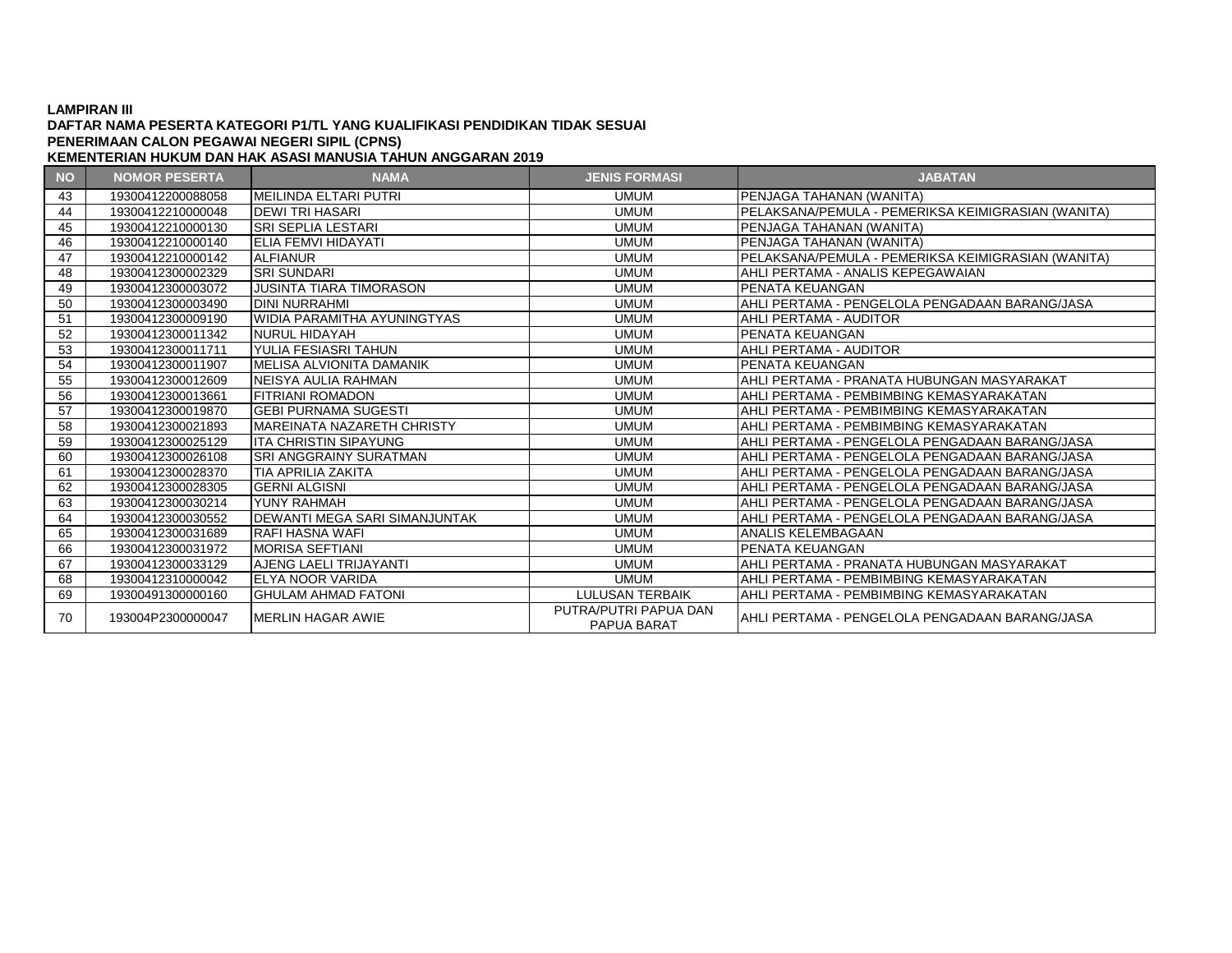**LAMPIRAN III**
**DAFTAR NAMA PESERTA KATEGORI P1/TL YANG KUALIFIKASI PENDIDIKAN TIDAK SESUAI**
**PENERIMAAN CALON PEGAWAI NEGERI SIPIL (CPNS)**
**KEMENTERIAN HUKUM DAN HAK ASASI MANUSIA TAHUN ANGGARAN 2019**

| NO | NOMOR PESERTA | NAMA | JENIS FORMASI | JABATAN |
|---|---|---|---|---|
| 43 | 19300412200088058 | MEILINDA ELTARI PUTRI | UMUM | PENJAGA TAHANAN (WANITA) |
| 44 | 19300412210000048 | DEWI TRI HASARI | UMUM | PELAKSANA/PEMULA - PEMERIKSA KEIMIGRASIAN (WANITA) |
| 45 | 19300412210000130 | SRI SEPLIA LESTARI | UMUM | PENJAGA TAHANAN (WANITA) |
| 46 | 19300412210000140 | ELIA FEMVI HIDAYATI | UMUM | PENJAGA TAHANAN (WANITA) |
| 47 | 19300412210000142 | ALFIANUR | UMUM | PELAKSANA/PEMULA - PEMERIKSA KEIMIGRASIAN (WANITA) |
| 48 | 19300412300002329 | SRI SUNDARI | UMUM | AHLI PERTAMA - ANALIS KEPEGAWAIAN |
| 49 | 19300412300003072 | JUSINTA TIARA TIMORASON | UMUM | PENATA KEUANGAN |
| 50 | 19300412300003490 | DINI NURRAHMI | UMUM | AHLI PERTAMA - PENGELOLA PENGADAAN BARANG/JASA |
| 51 | 19300412300009190 | WIDIA PARAMITHA AYUNINGTYAS | UMUM | AHLI PERTAMA - AUDITOR |
| 52 | 19300412300011342 | NURUL HIDAYAH | UMUM | PENATA KEUANGAN |
| 53 | 19300412300011711 | YULIA FESIASRI TAHUN | UMUM | AHLI PERTAMA - AUDITOR |
| 54 | 19300412300011907 | MELISA ALVIONITA DAMANIK | UMUM | PENATA KEUANGAN |
| 55 | 19300412300012609 | NEISYA AULIA RAHMAN | UMUM | AHLI PERTAMA - PRANATA HUBUNGAN MASYARAKAT |
| 56 | 19300412300013661 | FITRIANI ROMADON | UMUM | AHLI PERTAMA - PEMBIMBING KEMASYARAKATAN |
| 57 | 19300412300019870 | GEBI PURNAMA SUGESTI | UMUM | AHLI PERTAMA - PEMBIMBING KEMASYARAKATAN |
| 58 | 19300412300021893 | MAREINATA NAZARETH CHRISTY | UMUM | AHLI PERTAMA - PEMBIMBING KEMASYARAKATAN |
| 59 | 19300412300025129 | ITA CHRISTIN SIPAYUNG | UMUM | AHLI PERTAMA - PENGELOLA PENGADAAN BARANG/JASA |
| 60 | 19300412300026108 | SRI ANGGRAINY SURATMAN | UMUM | AHLI PERTAMA - PENGELOLA PENGADAAN BARANG/JASA |
| 61 | 19300412300028370 | TIA APRILIA ZAKITA | UMUM | AHLI PERTAMA - PENGELOLA PENGADAAN BARANG/JASA |
| 62 | 19300412300028305 | GERNI ALGISNI | UMUM | AHLI PERTAMA - PENGELOLA PENGADAAN BARANG/JASA |
| 63 | 19300412300030214 | YUNY RAHMAH | UMUM | AHLI PERTAMA - PENGELOLA PENGADAAN BARANG/JASA |
| 64 | 19300412300030552 | DEWANTI MEGA SARI SIMANJUNTAK | UMUM | AHLI PERTAMA - PENGELOLA PENGADAAN BARANG/JASA |
| 65 | 19300412300031689 | RAFI HASNA WAFI | UMUM | ANALIS KELEMBAGAAN |
| 66 | 19300412300031972 | MORISA SEFTIANI | UMUM | PENATA KEUANGAN |
| 67 | 19300412300033129 | AJENG LAELI TRIJAYANTI | UMUM | AHLI PERTAMA - PRANATA HUBUNGAN MASYARAKAT |
| 68 | 19300412310000042 | ELYA NOOR VARIDA | UMUM | AHLI PERTAMA - PEMBIMBING KEMASYARAKATAN |
| 69 | 19300491300000160 | GHULAM AHMAD FATONI | LULUSAN TERBAIK | AHLI PERTAMA - PEMBIMBING KEMASYARAKATAN |
| 70 | 193004P2300000047 | MERLIN HAGAR AWIE | PUTRA/PUTRI PAPUA DAN PAPUA BARAT | AHLI PERTAMA - PENGELOLA PENGADAAN BARANG/JASA |